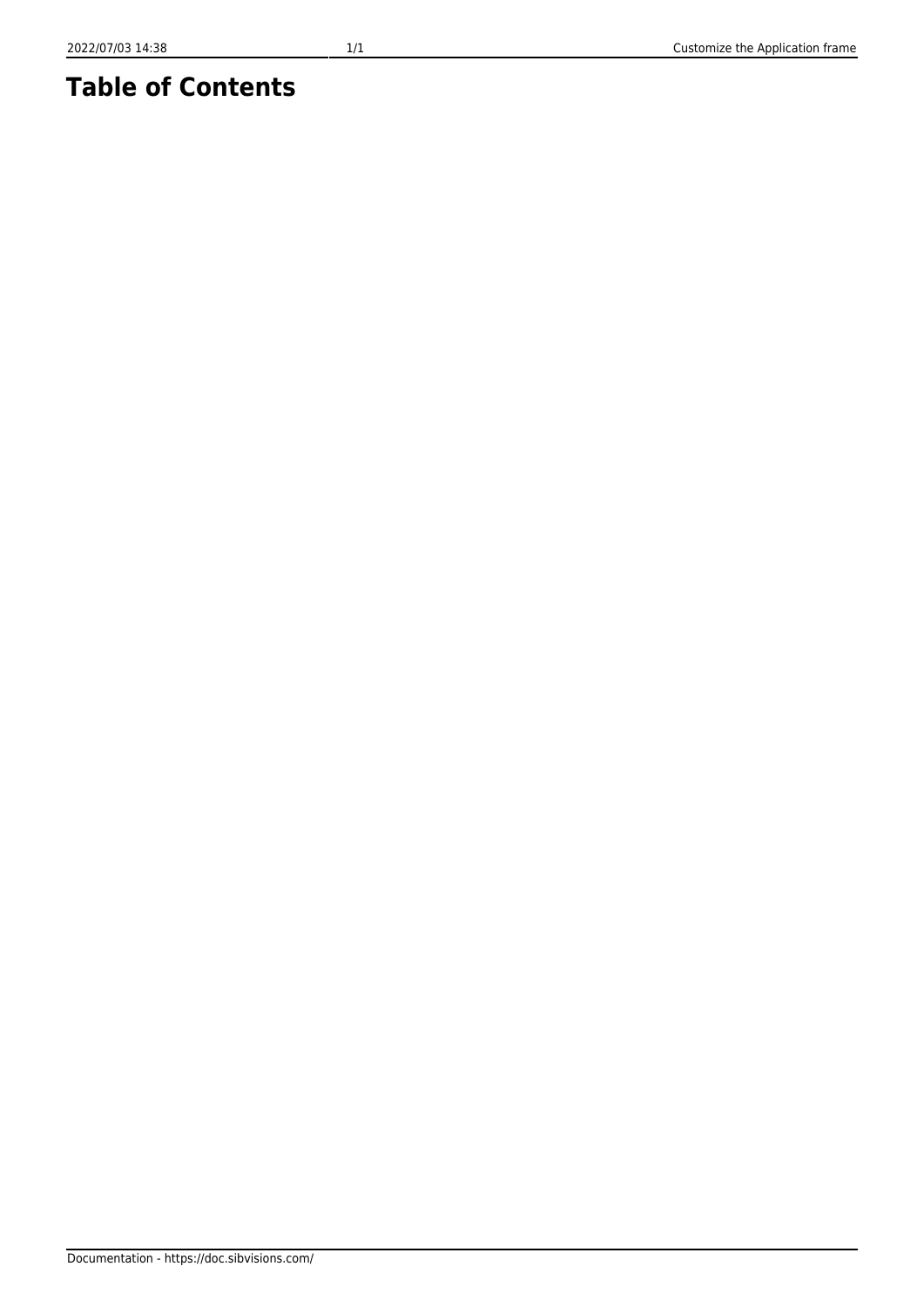# Table of Contents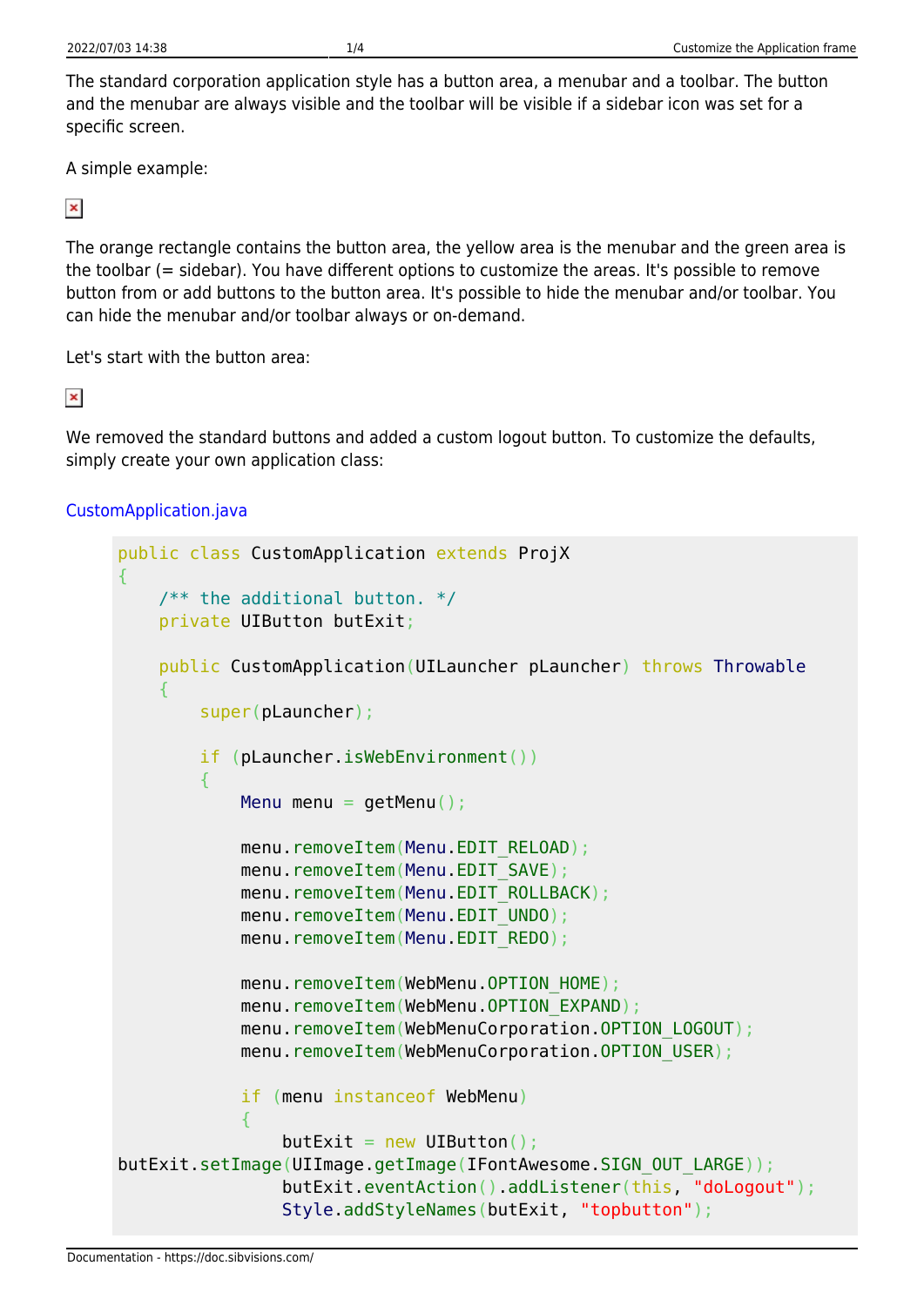The standard corporation application style has a button area, a menubar and a toolbar. The button and the menubar are always visible and the toolbar will be visible if a sidebar icon was set for a specific screen.

A simple example:

The orange rectangle contains the button area, the yellow area is the menubar and the green area is the toolbar (= sidebar). You have different options to customize the areas. It's possible to remove button from or add buttons to the button area. It's possible to hide the menubar and/or toolbar. You can hide the menubar and/or toolbar always or on-demand.

Let's start with the button area:

We removed the standard buttons and added a custom logout button. To customize the defaults, simply create your own application class:

CustomApplication.java

```java
public class CustomApplication extends ProjX
{
    /** the additional button. */
    private UIButton butExit;

    public CustomApplication(UILauncher pLauncher) throws Throwable
    {
        super(pLauncher);

        if (pLauncher.isWebEnvironment())
        {
            Menu menu = getMenu();

            menu.removeItem(Menu.EDIT_RELOAD);
            menu.removeItem(Menu.EDIT_SAVE);
            menu.removeItem(Menu.EDIT_ROLLBACK);
            menu.removeItem(Menu.EDIT_UNDO);
            menu.removeItem(Menu.EDIT_REDO);

            menu.removeItem(WebMenu.OPTION_HOME);
            menu.removeItem(WebMenu.OPTION_EXPAND);
            menu.removeItem(WebMenuCorporation.OPTION_LOGOUT);
            menu.removeItem(WebMenuCorporation.OPTION_USER);

            if (menu instanceof WebMenu)
            {
                butExit = new UIButton();
butExit.setImage(UIImage.getImage(IFontAwesome.SIGN_OUT_LARGE));
                butExit.eventAction().addListener(this, "doLogout");
                Style.addStyleNames(butExit, "topbutton");
```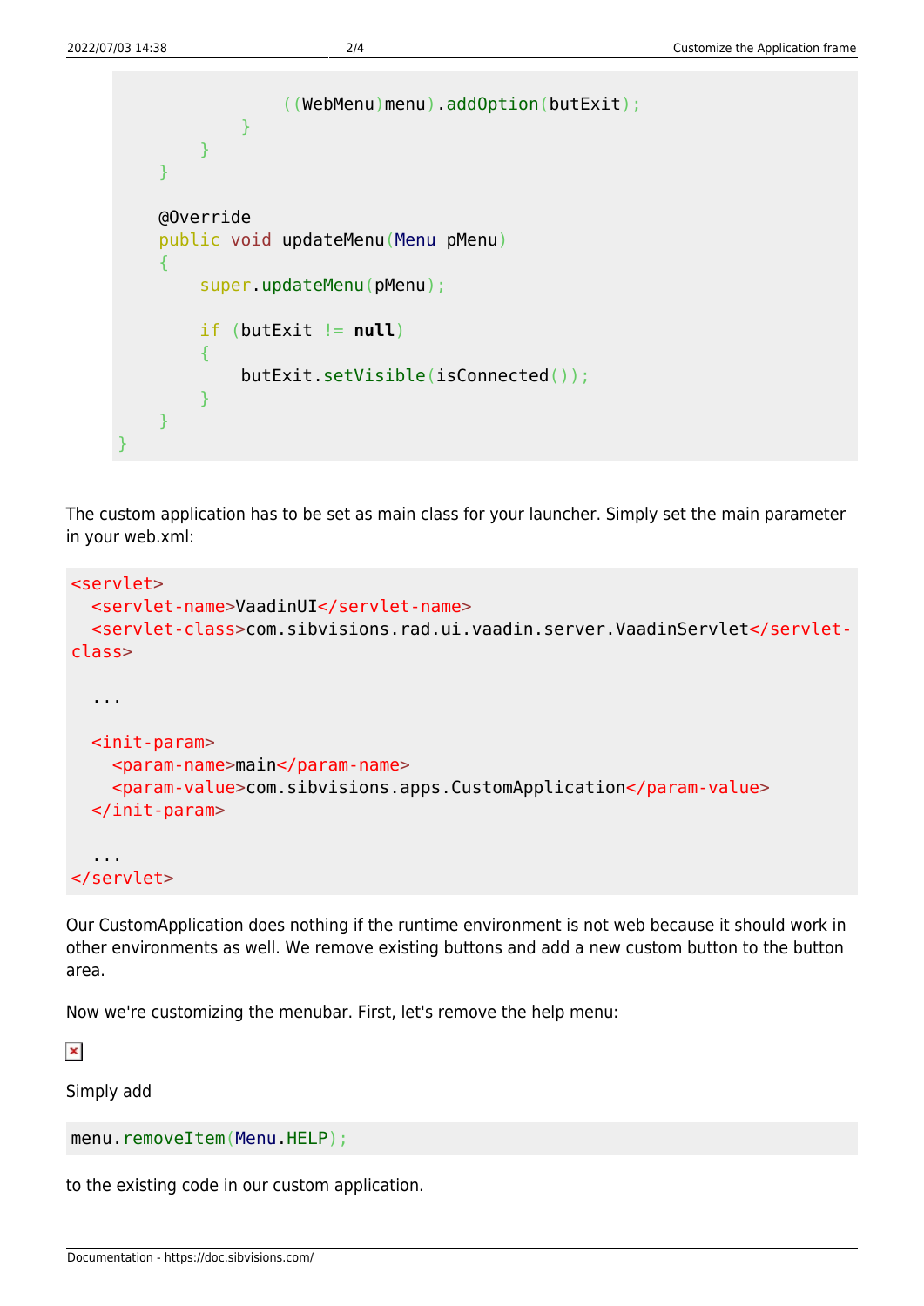```java
                ((WebMenu)menu).addOption(butExit);
            }
        }
    }

    @Override
    public void updateMenu(Menu pMenu)
    {
        super.updateMenu(pMenu);

        if (butExit != null)
        {
            butExit.setVisible(isConnected());
        }
    }
}
```

The custom application has to be set as main class for your launcher. Simply set the main parameter in your web.xml:

```xml
<servlet>
  <servlet-name>VaadinUI</servlet-name>
  <servlet-class>com.sibvisions.rad.ui.vaadin.server.VaadinServlet</servlet-class>

  ...

  <init-param>
    <param-name>main</param-name>
    <param-value>com.sibvisions.apps.CustomApplication</param-value>
  </init-param>

  ...
</servlet>
```

Our CustomApplication does nothing if the runtime environment is not web because it should work in other environments as well. We remove existing buttons and add a new custom button to the button area.

Now we're customizing the menubar. First, let's remove the help menu:

Simply add

```java
menu.removeItem(Menu.HELP);
```

to the existing code in our custom application.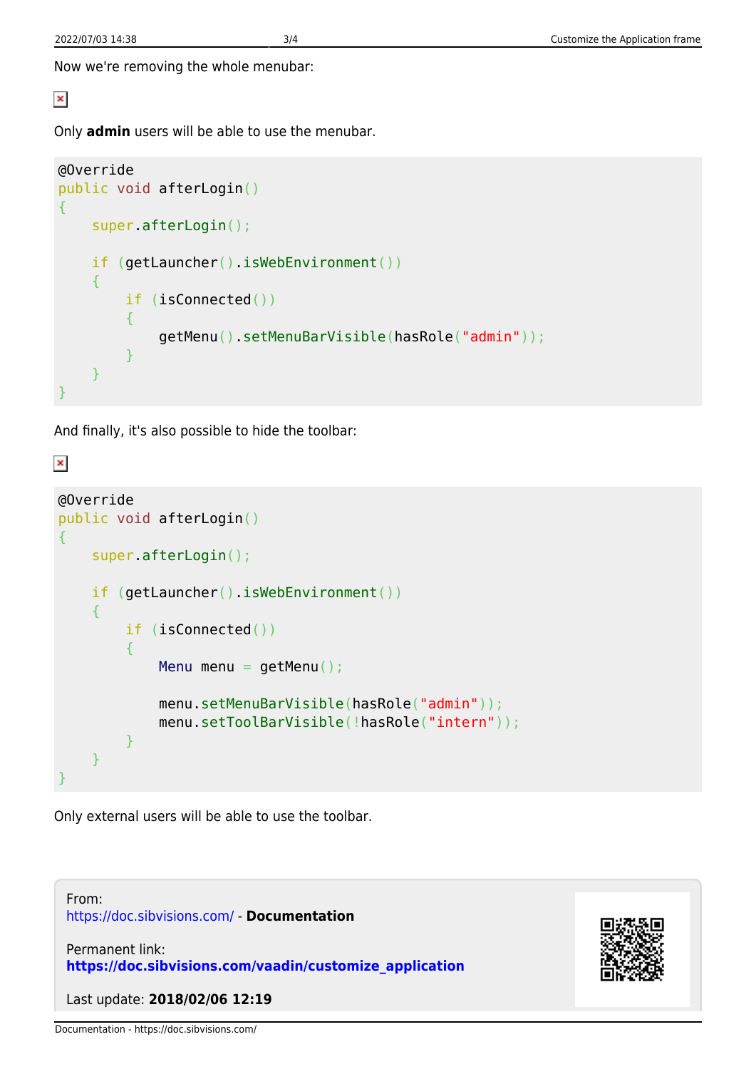Now we're removing the whole menubar:

Only **admin** users will be able to use the menubar.

```
@Override
public void afterLogin()
{
    super.afterLogin();

    if (getLauncher().isWebEnvironment())
    {
        if (isConnected())
        {
            getMenu().setMenuBarVisible(hasRole("admin"));
        }
    }
}
```

And finally, it's also possible to hide the toolbar:

```
@Override
public void afterLogin()
{
    super.afterLogin();

    if (getLauncher().isWebEnvironment())
    {
        if (isConnected())
        {
            Menu menu = getMenu();

            menu.setMenuBarVisible(hasRole("admin"));
            menu.setToolBarVisible(!hasRole("intern"));
        }
    }
}
```

Only external users will be able to use the toolbar.

From:
https://doc.sibvisions.com/ - **Documentation**

Permanent link:
**https://doc.sibvisions.com/vaadin/customize_application**

Last update: **2018/02/06 12:19**